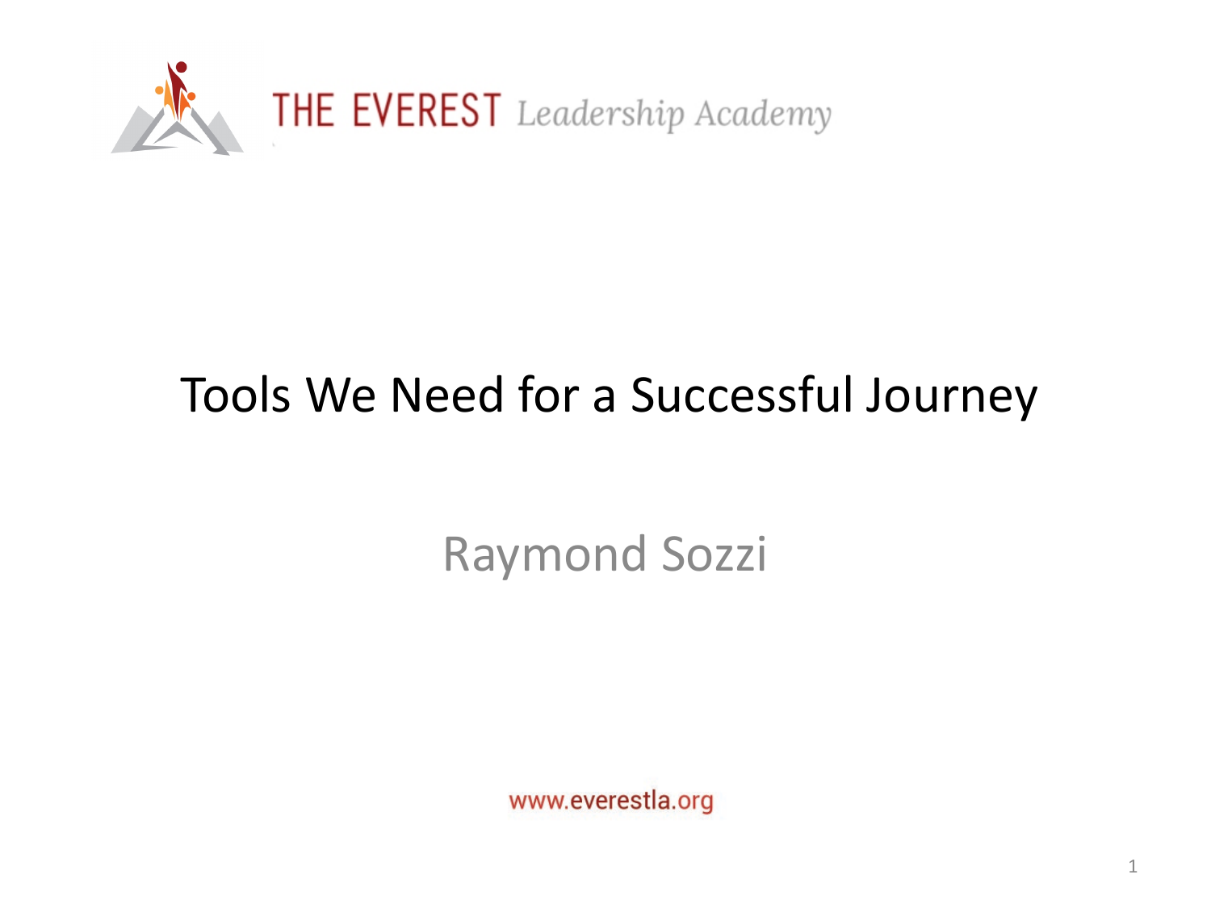THE EVEREST *Leadership Academy*

# Tools We Need for a Successful Journey

Raymond Sozzi

www.everestla.org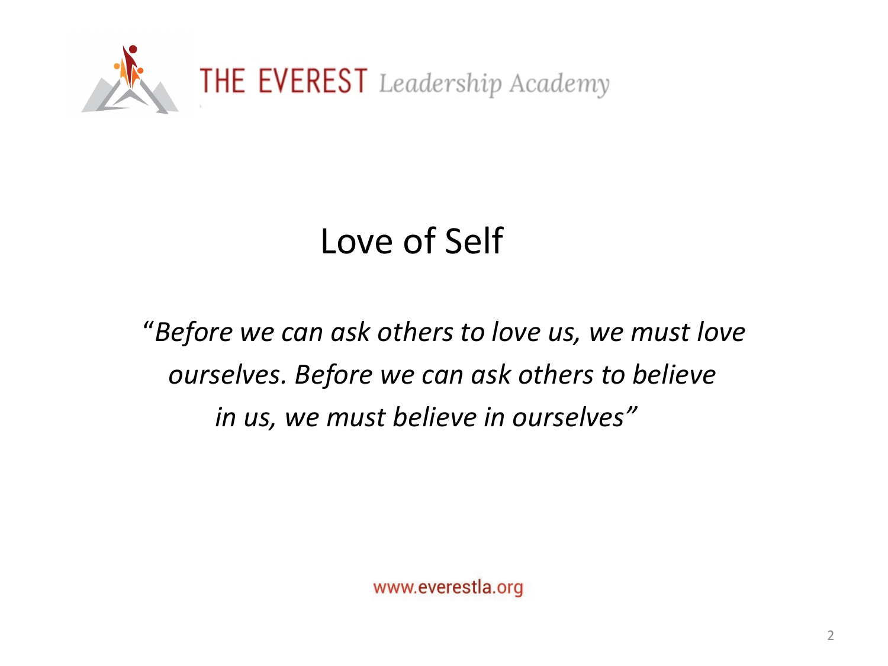# Love of Self

*"Before we can ask others to love us, we must love ourselves. Before we can ask others to believe in us, we must believe in ourselves"*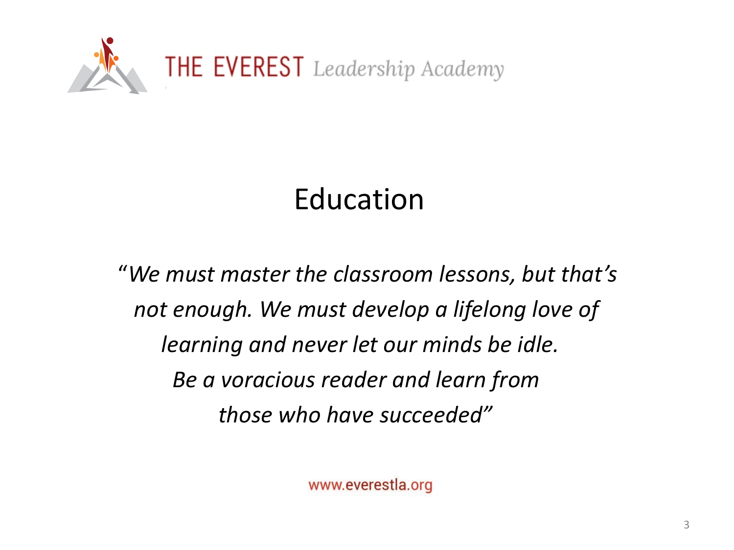THE EVEREST *Leadership Academy*

# Education

*"We must master the classroom lessons, but that's not enough. We must develop a lifelong love of learning and never let our minds be idle. Be a voracious reader and learn from those who have succeeded"*

www.everestla.org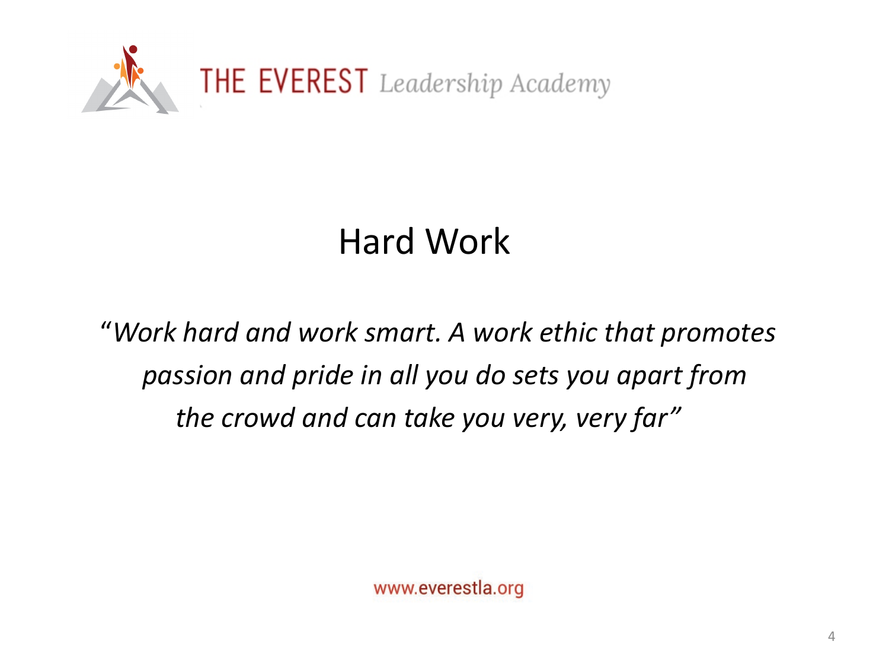THE EVEREST *Leadership Academy*

# Hard Work

*"Work hard and work smart. A work ethic that promotes passion and pride in all you do sets you apart from the crowd and can take you very, very far"*

www.everestla.org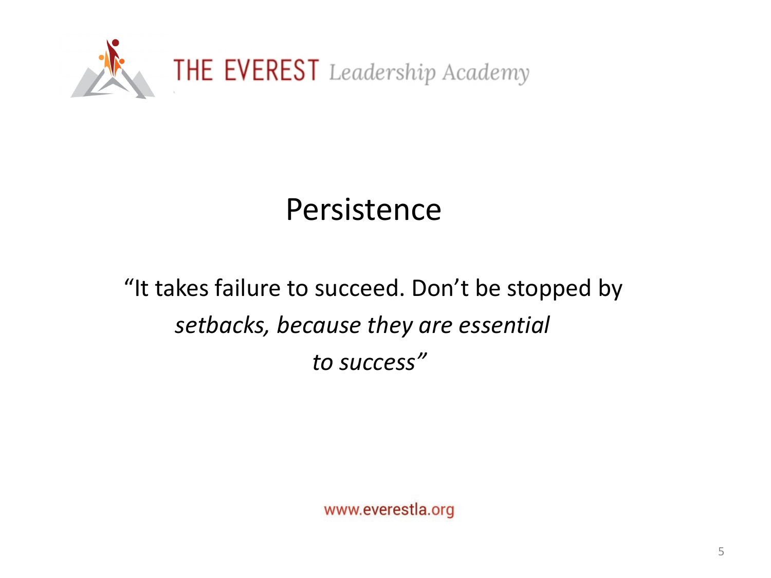THE EVEREST *Leadership Academy*

# Persistence

"It takes failure to succeed. Don't be stopped by *setbacks, because they are essential to success"*

www.everestla.org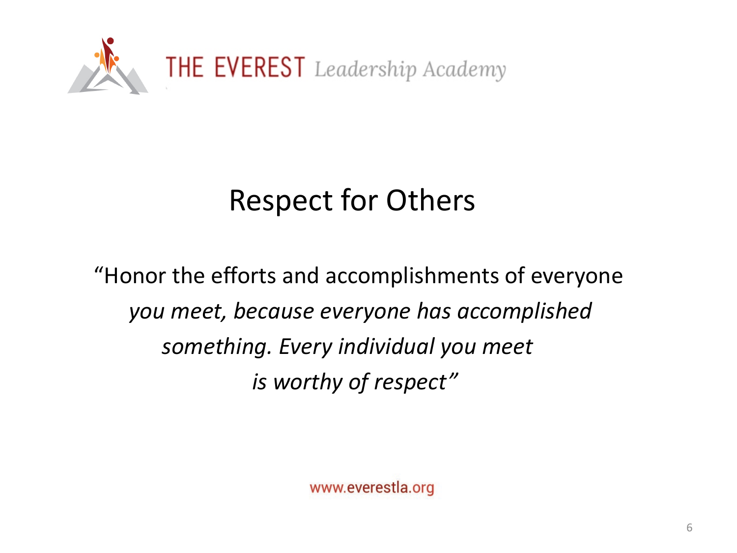THE EVEREST *Leadership Academy*

# Respect for Others

"Honor the efforts and accomplishments of everyone *you meet, because everyone has accomplished something. Every individual you meet is worthy of respect"*

www.everestla.org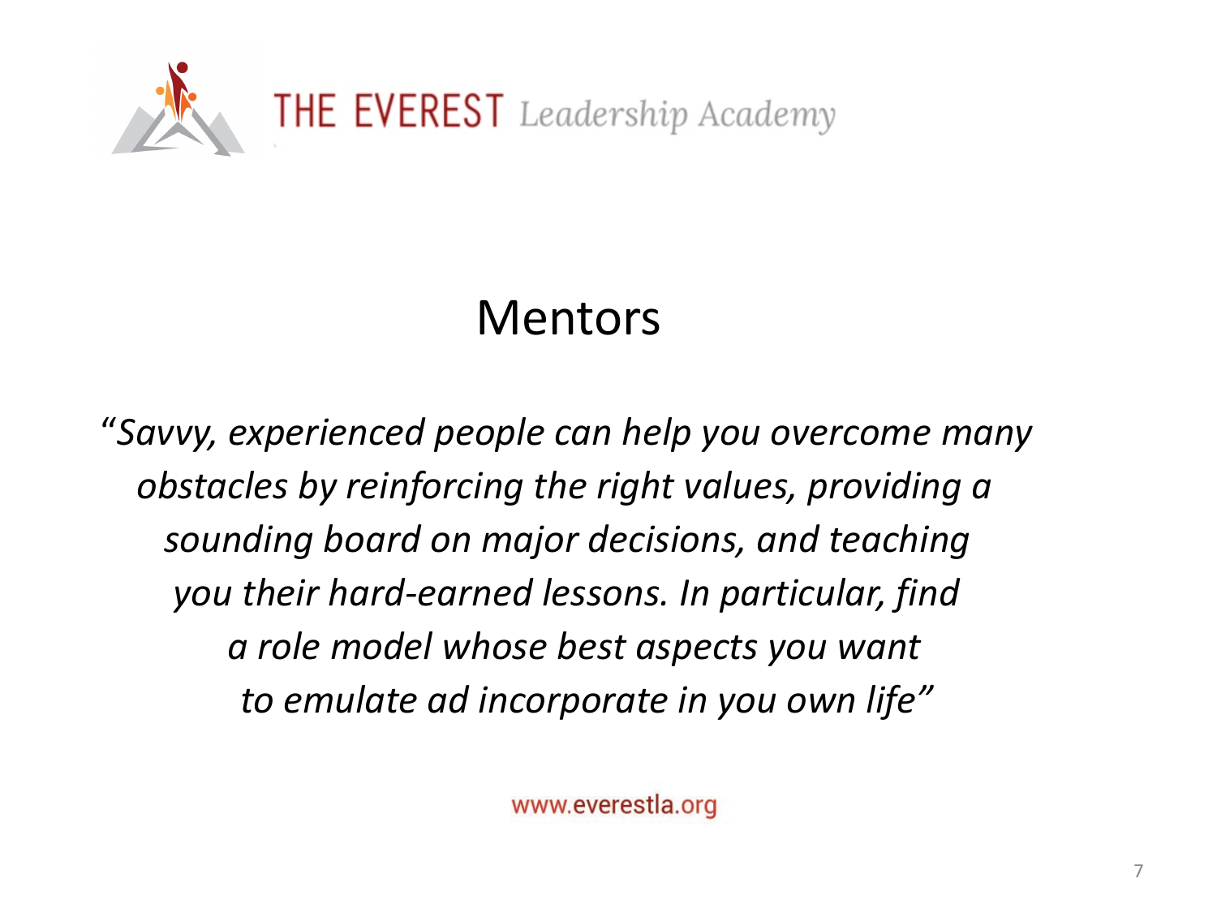THE EVEREST *Leadership Academy*

# Mentors

*"Savvy, experienced people can help you overcome many obstacles by reinforcing the right values, providing a sounding board on major decisions, and teaching you their hard-earned lessons. In particular, find a role model whose best aspects you want to emulate ad incorporate in you own life"*

www.everestla.org